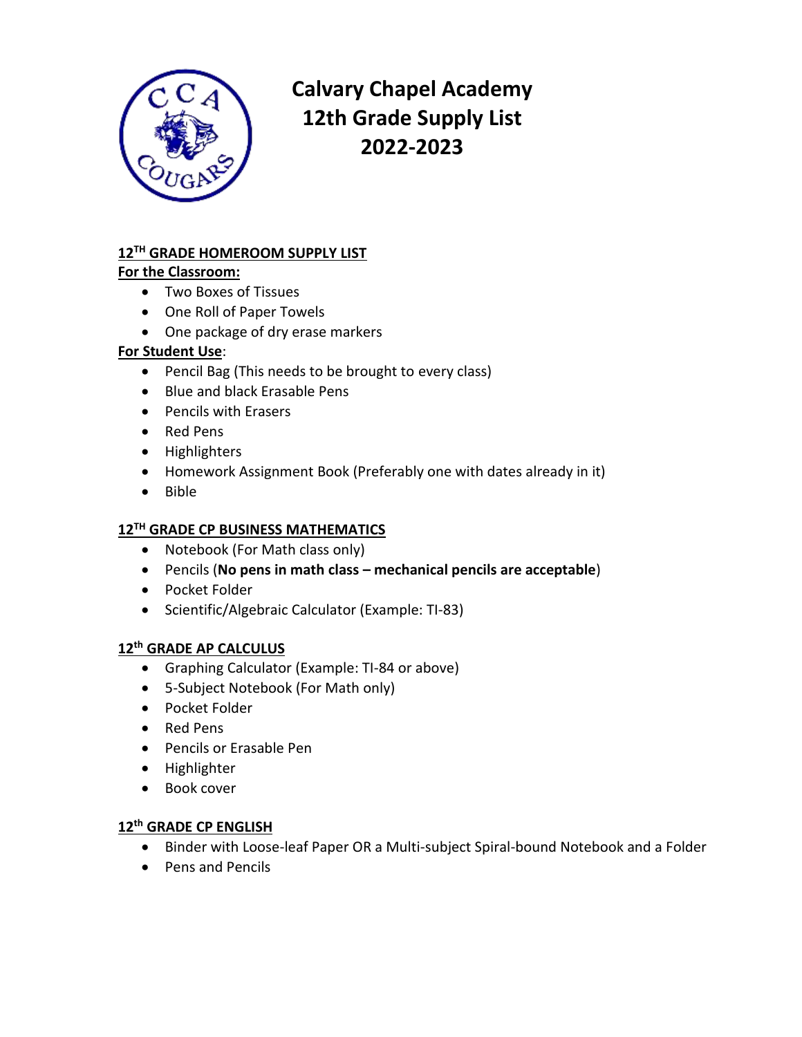# Calvary Chapel Academy
# 12th Grade Supply List
# 2022-2023

## 12TH GRADE HOMEROOM SUPPLY LIST

**For the Classroom:**

- Two Boxes of Tissues
- One Roll of Paper Towels
- One package of dry erase markers

**For Student Use**:

- Pencil Bag (This needs to be brought to every class)
- Blue and black Erasable Pens
- Pencils with Erasers
- Red Pens
- Highlighters
- Homework Assignment Book (Preferably one with dates already in it)
- Bible

## 12TH GRADE CP BUSINESS MATHEMATICS

- Notebook (For Math class only)
- Pencils (**No pens in math class – mechanical pencils are acceptable**)
- Pocket Folder
- Scientific/Algebraic Calculator (Example: TI-83)

## 12th GRADE AP CALCULUS

- Graphing Calculator (Example: TI-84 or above)
- 5-Subject Notebook (For Math only)
- Pocket Folder
- Red Pens
- Pencils or Erasable Pen
- Highlighter
- Book cover

## 12th GRADE CP ENGLISH

- Binder with Loose-leaf Paper OR a Multi-subject Spiral-bound Notebook and a Folder
- Pens and Pencils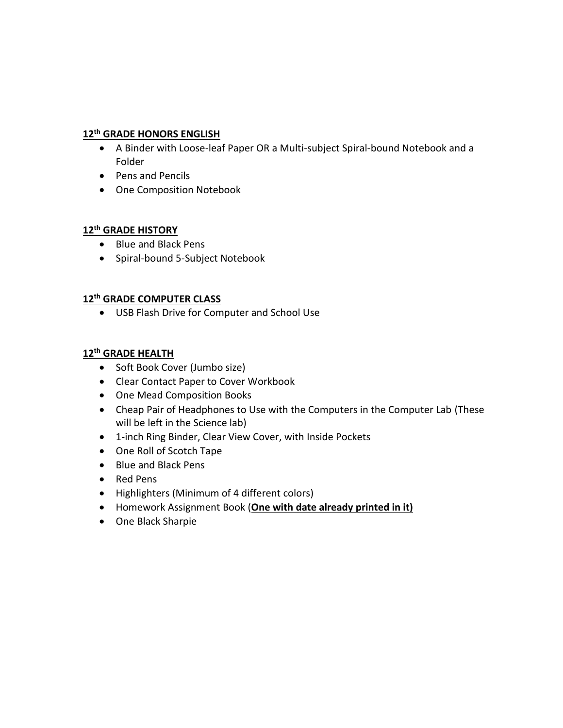**12th GRADE HONORS ENGLISH**

- A Binder with Loose-leaf Paper OR a Multi-subject Spiral-bound Notebook and a Folder
- Pens and Pencils
- One Composition Notebook

**12th GRADE HISTORY**

- Blue and Black Pens
- Spiral-bound 5-Subject Notebook

**12th GRADE COMPUTER CLASS**

- USB Flash Drive for Computer and School Use

**12th GRADE HEALTH**

- Soft Book Cover (Jumbo size)
- Clear Contact Paper to Cover Workbook
- One Mead Composition Books
- Cheap Pair of Headphones to Use with the Computers in the Computer Lab (These will be left in the Science lab)
- 1-inch Ring Binder, Clear View Cover, with Inside Pockets
- One Roll of Scotch Tape
- Blue and Black Pens
- Red Pens
- Highlighters (Minimum of 4 different colors)
- Homework Assignment Book (**One with date already printed in it)**
- One Black Sharpie